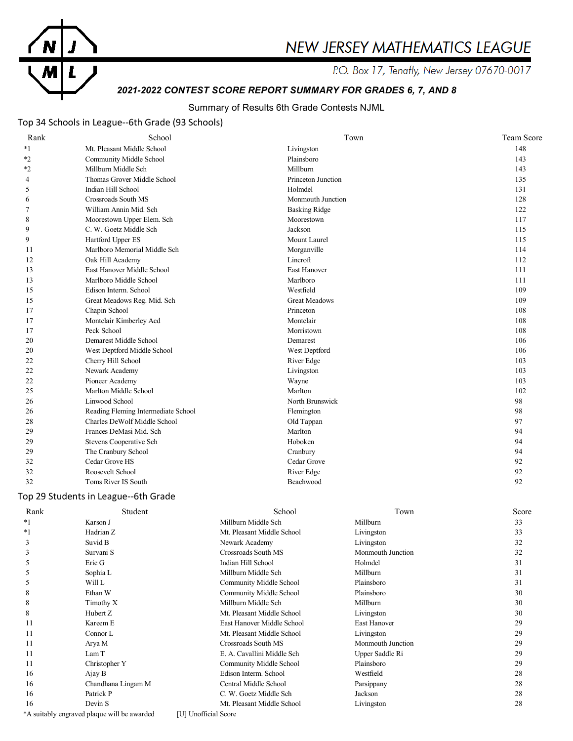# NEW JERSEY MATHEMATICS LEAGUE

P.O. Box 17, Tenafly, New Jersey 07670-0017

***2021-2022 CONTEST SCORE REPORT SUMMARY FOR GRADES 6, 7, AND 8***

Summary of Results 6th Grade Contests NJML

## Top 34 Schools in League--6th Grade (93 Schools)

| Rank | School | Town | Team Score |
|---|---|---|---|
| *1 | Mt. Pleasant Middle School | Livingston | 148 |
| *2 | Community Middle School | Plainsboro | 143 |
| *2 | Millburn Middle Sch | Millburn | 143 |
| 4 | Thomas Grover Middle School | Princeton Junction | 135 |
| 5 | Indian Hill School | Holmdel | 131 |
| 6 | Crossroads South MS | Monmouth Junction | 128 |
| 7 | William Annin Mid. Sch | Basking Ridge | 122 |
| 8 | Moorestown Upper Elem. Sch | Moorestown | 117 |
| 9 | C. W. Goetz Middle Sch | Jackson | 115 |
| 9 | Hartford Upper ES | Mount Laurel | 115 |
| 11 | Marlboro Memorial Middle Sch | Morganville | 114 |
| 12 | Oak Hill Academy | Lincroft | 112 |
| 13 | East Hanover Middle School | East Hanover | 111 |
| 13 | Marlboro Middle School | Marlboro | 111 |
| 15 | Edison Interm. School | Westfield | 109 |
| 15 | Great Meadows Reg. Mid. Sch | Great Meadows | 109 |
| 17 | Chapin School | Princeton | 108 |
| 17 | Montclair Kimberley Acd | Montclair | 108 |
| 17 | Peck School | Morristown | 108 |
| 20 | Demarest Middle School | Demarest | 106 |
| 20 | West Deptford Middle School | West Deptford | 106 |
| 22 | Cherry Hill School | River Edge | 103 |
| 22 | Newark Academy | Livingston | 103 |
| 22 | Pioneer Academy | Wayne | 103 |
| 25 | Marlton Middle School | Marlton | 102 |
| 26 | Linwood School | North Brunswick | 98 |
| 26 | Reading Fleming Intermediate School | Flemington | 98 |
| 28 | Charles DeWolf Middle School | Old Tappan | 97 |
| 29 | Frances DeMasi Mid. Sch | Marlton | 94 |
| 29 | Stevens Cooperative Sch | Hoboken | 94 |
| 29 | The Cranbury School | Cranbury | 94 |
| 32 | Cedar Grove HS | Cedar Grove | 92 |
| 32 | Roosevelt School | River Edge | 92 |
| 32 | Toms River IS South | Beachwood | 92 |

## Top 29 Students in League--6th Grade

| Rank | Student | School | Town | Score |
|---|---|---|---|---|
| *1 | Karson J | Millburn Middle Sch | Millburn | 33 |
| *1 | Hadrian Z | Mt. Pleasant Middle School | Livingston | 33 |
| 3 | Suvid B | Newark Academy | Livingston | 32 |
| 3 | Survani S | Crossroads South MS | Monmouth Junction | 32 |
| 5 | Eric G | Indian Hill School | Holmdel | 31 |
| 5 | Sophia L | Millburn Middle Sch | Millburn | 31 |
| 5 | Will L | Community Middle School | Plainsboro | 31 |
| 8 | Ethan W | Community Middle School | Plainsboro | 30 |
| 8 | Timothy X | Millburn Middle Sch | Millburn | 30 |
| 8 | Hubert Z | Mt. Pleasant Middle School | Livingston | 30 |
| 11 | Kareem E | East Hanover Middle School | East Hanover | 29 |
| 11 | Connor L | Mt. Pleasant Middle School | Livingston | 29 |
| 11 | Arya M | Crossroads South MS | Monmouth Junction | 29 |
| 11 | Lam T | E. A. Cavallini Middle Sch | Upper Saddle Ri | 29 |
| 11 | Christopher Y | Community Middle School | Plainsboro | 29 |
| 16 | Ajay B | Edison Interm. School | Westfield | 28 |
| 16 | Chandhana Lingam M | Central Middle School | Parsippany | 28 |
| 16 | Patrick P | C. W. Goetz Middle Sch | Jackson | 28 |
| 16 | Devin S | Mt. Pleasant Middle School | Livingston | 28 |

*A suitably engraved plaque will be awarded    [U] Unofficial Score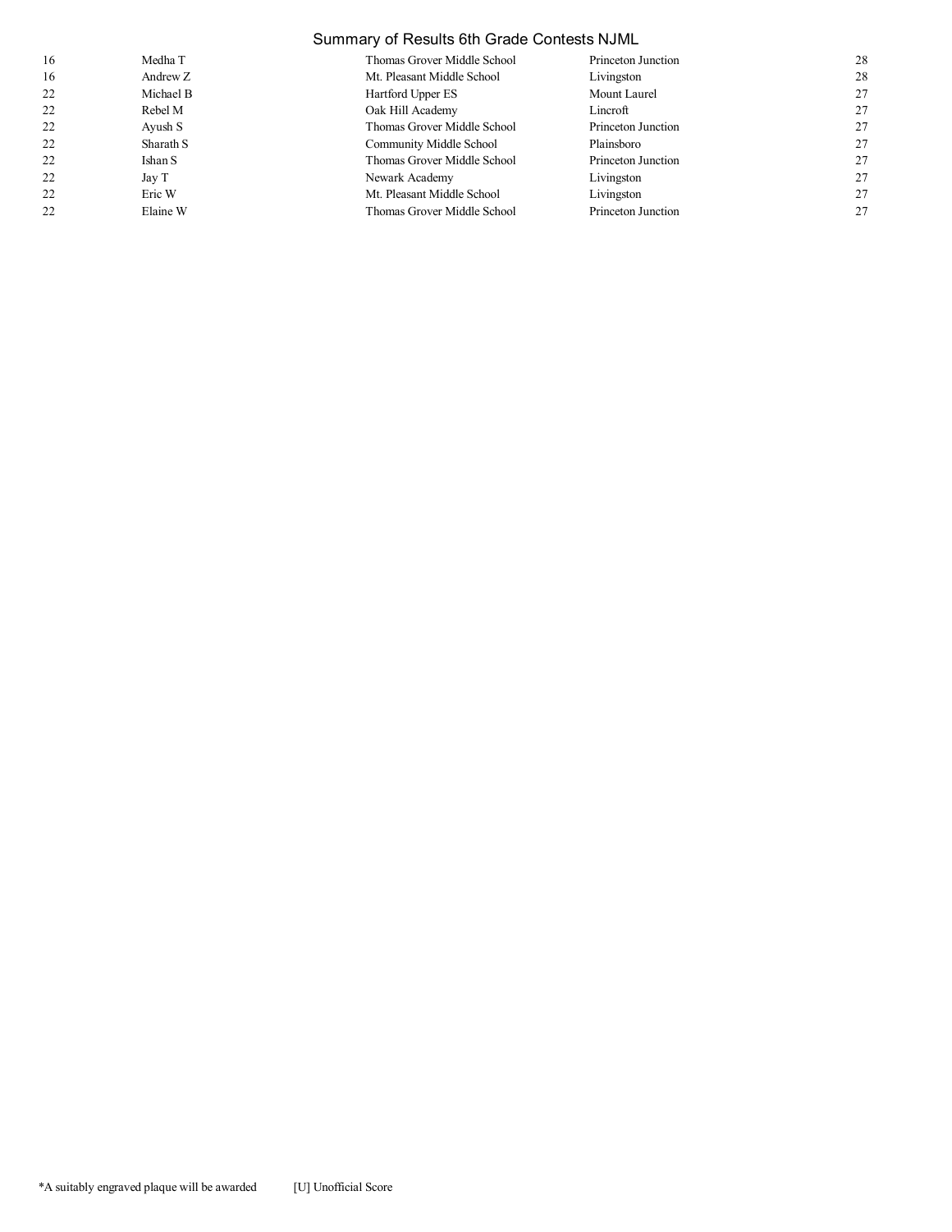# Summary of Results 6th Grade Contests NJML

| | | | | |
|---|---|---|---|---|
| 16 | Medha T | Thomas Grover Middle School | Princeton Junction | 28 |
| 16 | Andrew Z | Mt. Pleasant Middle School | Livingston | 28 |
| 22 | Michael B | Hartford Upper ES | Mount Laurel | 27 |
| 22 | Rebel M | Oak Hill Academy | Lincroft | 27 |
| 22 | Ayush S | Thomas Grover Middle School | Princeton Junction | 27 |
| 22 | Sharath S | Community Middle School | Plainsboro | 27 |
| 22 | Ishan S | Thomas Grover Middle School | Princeton Junction | 27 |
| 22 | Jay T | Newark Academy | Livingston | 27 |
| 22 | Eric W | Mt. Pleasant Middle School | Livingston | 27 |
| 22 | Elaine W | Thomas Grover Middle School | Princeton Junction | 27 |

*A suitably engraved plaque will be awarded    [U] Unofficial Score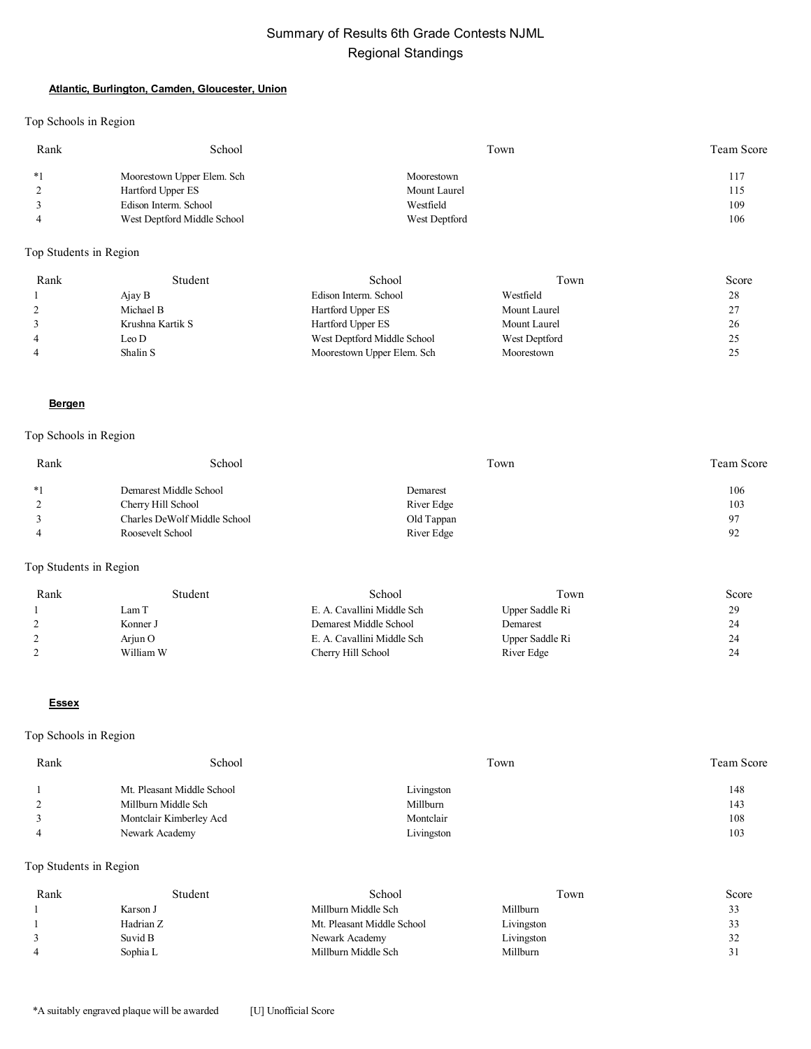# Summary of Results 6th Grade Contests NJML
## Regional Standings

### Atlantic, Burlington, Camden, Gloucester, Union

Top Schools in Region

| Rank | School | Town | Team Score |
|---|---|---|---|
| *1 | Moorestown Upper Elem. Sch | Moorestown | 117 |
| 2 | Hartford Upper ES | Mount Laurel | 115 |
| 3 | Edison Interm. School | Westfield | 109 |
| 4 | West Deptford Middle School | West Deptford | 106 |

Top Students in Region

| Rank | Student | School | Town | Score |
|---|---|---|---|---|
| 1 | Ajay B | Edison Interm. School | Westfield | 28 |
| 2 | Michael B | Hartford Upper ES | Mount Laurel | 27 |
| 3 | Krushna Kartik S | Hartford Upper ES | Mount Laurel | 26 |
| 4 | Leo D | West Deptford Middle School | West Deptford | 25 |
| 4 | Shalin S | Moorestown Upper Elem. Sch | Moorestown | 25 |

### Bergen

Top Schools in Region

| Rank | School | Town | Team Score |
|---|---|---|---|
| *1 | Demarest Middle School | Demarest | 106 |
| 2 | Cherry Hill School | River Edge | 103 |
| 3 | Charles DeWolf Middle School | Old Tappan | 97 |
| 4 | Roosevelt School | River Edge | 92 |

Top Students in Region

| Rank | Student | School | Town | Score |
|---|---|---|---|---|
| 1 | Lam T | E. A. Cavallini Middle Sch | Upper Saddle Ri | 29 |
| 2 | Konner J | Demarest Middle School | Demarest | 24 |
| 2 | Arjun O | E. A. Cavallini Middle Sch | Upper Saddle Ri | 24 |
| 2 | William W | Cherry Hill School | River Edge | 24 |

### Essex

Top Schools in Region

| Rank | School | Town | Team Score |
|---|---|---|---|
| 1 | Mt. Pleasant Middle School | Livingston | 148 |
| 2 | Millburn Middle Sch | Millburn | 143 |
| 3 | Montclair Kimberley Acd | Montclair | 108 |
| 4 | Newark Academy | Livingston | 103 |

Top Students in Region

| Rank | Student | School | Town | Score |
|---|---|---|---|---|
| 1 | Karson J | Millburn Middle Sch | Millburn | 33 |
| 1 | Hadrian Z | Mt. Pleasant Middle School | Livingston | 33 |
| 3 | Suvid B | Newark Academy | Livingston | 32 |
| 4 | Sophia L | Millburn Middle Sch | Millburn | 31 |

*A suitably engraved plaque will be awarded     [U] Unofficial Score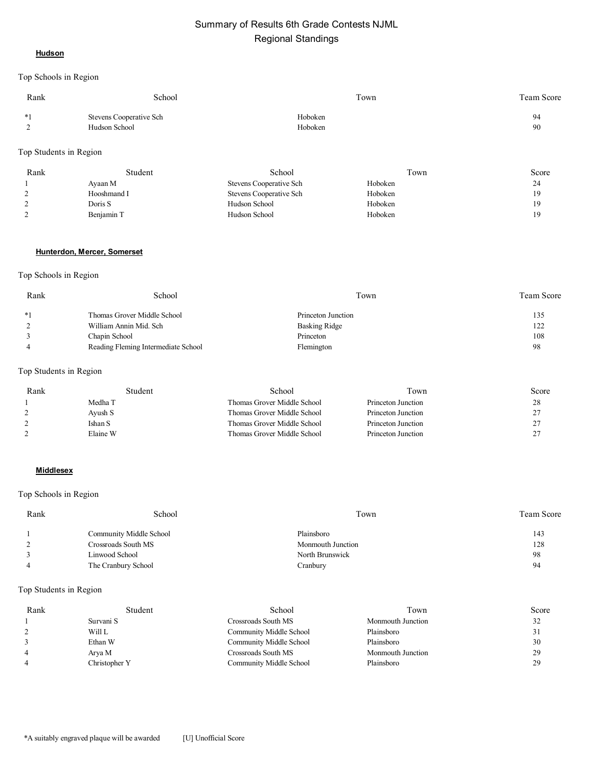# Summary of Results 6th Grade Contests NJML
## Regional Standings

### Hudson

Top Schools in Region

| Rank | School | Town | Team Score |
|---|---|---|---|
| *1 | Stevens Cooperative Sch | Hoboken | 94 |
| 2 | Hudson School | Hoboken | 90 |

Top Students in Region

| Rank | Student | School | Town | Score |
|---|---|---|---|---|
| 1 | Ayaan M | Stevens Cooperative Sch | Hoboken | 24 |
| 2 | Hooshmand I | Stevens Cooperative Sch | Hoboken | 19 |
| 2 | Doris S | Hudson School | Hoboken | 19 |
| 2 | Benjamin T | Hudson School | Hoboken | 19 |

### Hunterdon, Mercer, Somerset

Top Schools in Region

| Rank | School | Town | Team Score |
|---|---|---|---|
| *1 | Thomas Grover Middle School | Princeton Junction | 135 |
| 2 | William Annin Mid. Sch | Basking Ridge | 122 |
| 3 | Chapin School | Princeton | 108 |
| 4 | Reading Fleming Intermediate School | Flemington | 98 |

Top Students in Region

| Rank | Student | School | Town | Score |
|---|---|---|---|---|
| 1 | Medha T | Thomas Grover Middle School | Princeton Junction | 28 |
| 2 | Ayush S | Thomas Grover Middle School | Princeton Junction | 27 |
| 2 | Ishan S | Thomas Grover Middle School | Princeton Junction | 27 |
| 2 | Elaine W | Thomas Grover Middle School | Princeton Junction | 27 |

### Middlesex

Top Schools in Region

| Rank | School | Town | Team Score |
|---|---|---|---|
| 1 | Community Middle School | Plainsboro | 143 |
| 2 | Crossroads South MS | Monmouth Junction | 128 |
| 3 | Linwood School | North Brunswick | 98 |
| 4 | The Cranbury School | Cranbury | 94 |

Top Students in Region

| Rank | Student | School | Town | Score |
|---|---|---|---|---|
| 1 | Survani S | Crossroads South MS | Monmouth Junction | 32 |
| 2 | Will L | Community Middle School | Plainsboro | 31 |
| 3 | Ethan W | Community Middle School | Plainsboro | 30 |
| 4 | Arya M | Crossroads South MS | Monmouth Junction | 29 |
| 4 | Christopher Y | Community Middle School | Plainsboro | 29 |

*A suitably engraved plaque will be awarded    [U] Unofficial Score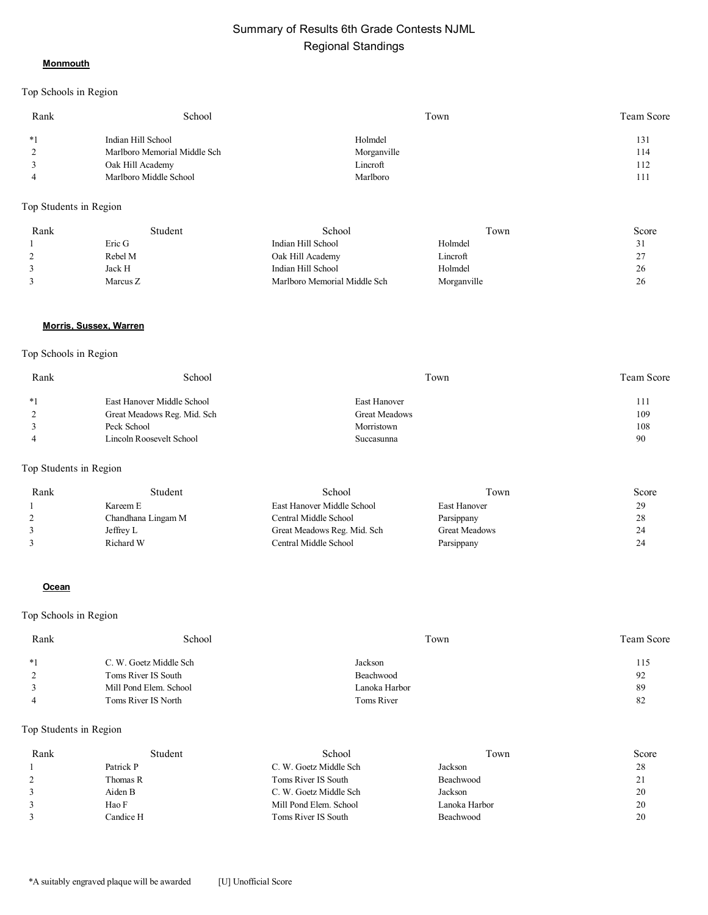# Summary of Results 6th Grade Contests NJML

## Regional Standings

### Monmouth

Top Schools in Region

| Rank | School | Town | Team Score |
|---|---|---|---|
| *1 | Indian Hill School | Holmdel | 131 |
| 2 | Marlboro Memorial Middle Sch | Morganville | 114 |
| 3 | Oak Hill Academy | Lincroft | 112 |
| 4 | Marlboro Middle School | Marlboro | 111 |

Top Students in Region

| Rank | Student | School | Town | Score |
|---|---|---|---|---|
| 1 | Eric G | Indian Hill School | Holmdel | 31 |
| 2 | Rebel M | Oak Hill Academy | Lincroft | 27 |
| 3 | Jack H | Indian Hill School | Holmdel | 26 |
| 3 | Marcus Z | Marlboro Memorial Middle Sch | Morganville | 26 |

### Morris, Sussex, Warren

Top Schools in Region

| Rank | School | Town | Team Score |
|---|---|---|---|
| *1 | East Hanover Middle School | East Hanover | 111 |
| 2 | Great Meadows Reg. Mid. Sch | Great Meadows | 109 |
| 3 | Peck School | Morristown | 108 |
| 4 | Lincoln Roosevelt School | Succasunna | 90 |

Top Students in Region

| Rank | Student | School | Town | Score |
|---|---|---|---|---|
| 1 | Kareem E | East Hanover Middle School | East Hanover | 29 |
| 2 | Chandhana Lingam M | Central Middle School | Parsippany | 28 |
| 3 | Jeffrey L | Great Meadows Reg. Mid. Sch | Great Meadows | 24 |
| 3 | Richard W | Central Middle School | Parsippany | 24 |

### Ocean

Top Schools in Region

| Rank | School | Town | Team Score |
|---|---|---|---|
| *1 | C. W. Goetz Middle Sch | Jackson | 115 |
| 2 | Toms River IS South | Beachwood | 92 |
| 3 | Mill Pond Elem. School | Lanoka Harbor | 89 |
| 4 | Toms River IS North | Toms River | 82 |

Top Students in Region

| Rank | Student | School | Town | Score |
|---|---|---|---|---|
| 1 | Patrick P | C. W. Goetz Middle Sch | Jackson | 28 |
| 2 | Thomas R | Toms River IS South | Beachwood | 21 |
| 3 | Aiden B | C. W. Goetz Middle Sch | Jackson | 20 |
| 3 | Hao F | Mill Pond Elem. School | Lanoka Harbor | 20 |
| 3 | Candice H | Toms River IS South | Beachwood | 20 |

*A suitably engraved plaque will be awarded [U] Unofficial Score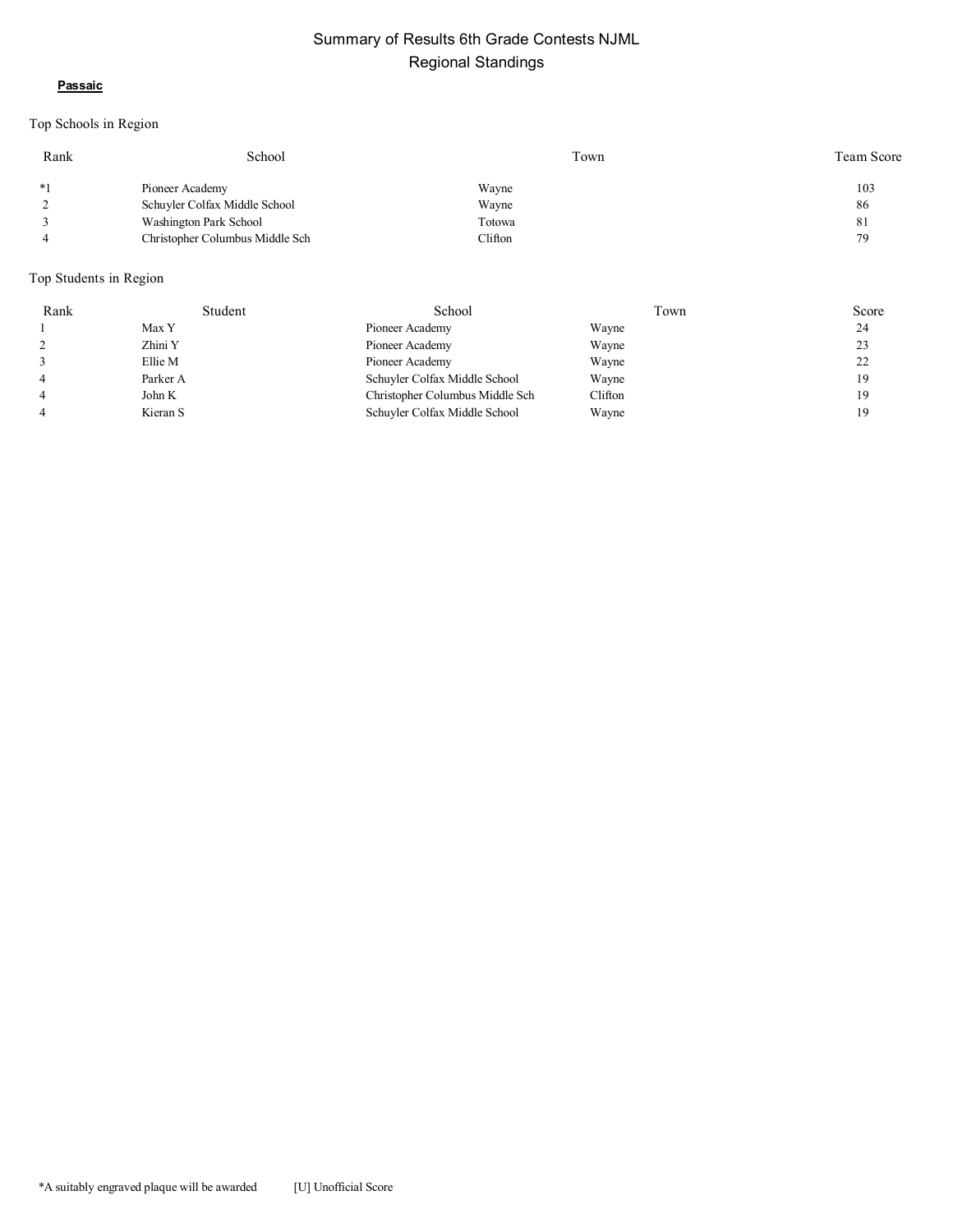# Summary of Results 6th Grade Contests NJML
## Regional Standings

**Passaic**

Top Schools in Region

| Rank | School | Town | Team Score |
|---|---|---|---|
| *1 | Pioneer Academy | Wayne | 103 |
| 2 | Schuyler Colfax Middle School | Wayne | 86 |
| 3 | Washington Park School | Totowa | 81 |
| 4 | Christopher Columbus Middle Sch | Clifton | 79 |

Top Students in Region

| Rank | Student | School | Town | Score |
|---|---|---|---|---|
| 1 | Max Y | Pioneer Academy | Wayne | 24 |
| 2 | Zhini Y | Pioneer Academy | Wayne | 23 |
| 3 | Ellie M | Pioneer Academy | Wayne | 22 |
| 4 | Parker A | Schuyler Colfax Middle School | Wayne | 19 |
| 4 | John K | Christopher Columbus Middle Sch | Clifton | 19 |
| 4 | Kieran S | Schuyler Colfax Middle School | Wayne | 19 |

*A suitably engraved plaque will be awarded    [U] Unofficial Score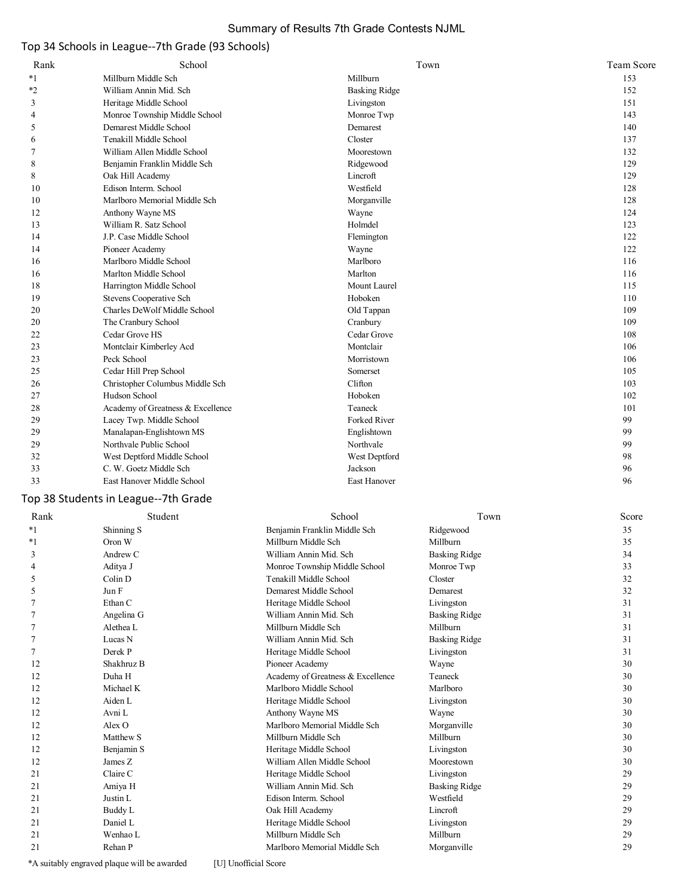# Summary of Results 7th Grade Contests NJML

## Top 34 Schools in League--7th Grade (93 Schools)

| Rank | School | Town | Team Score |
|---|---|---|---|
| *1 | Millburn Middle Sch | Millburn | 153 |
| *2 | William Annin Mid. Sch | Basking Ridge | 152 |
| 3 | Heritage Middle School | Livingston | 151 |
| 4 | Monroe Township Middle School | Monroe Twp | 143 |
| 5 | Demarest Middle School | Demarest | 140 |
| 6 | Tenakill Middle School | Closter | 137 |
| 7 | William Allen Middle School | Moorestown | 132 |
| 8 | Benjamin Franklin Middle Sch | Ridgewood | 129 |
| 8 | Oak Hill Academy | Lincroft | 129 |
| 10 | Edison Interm. School | Westfield | 128 |
| 10 | Marlboro Memorial Middle Sch | Morganville | 128 |
| 12 | Anthony Wayne MS | Wayne | 124 |
| 13 | William R. Satz School | Holmdel | 123 |
| 14 | J.P. Case Middle School | Flemington | 122 |
| 14 | Pioneer Academy | Wayne | 122 |
| 16 | Marlboro Middle School | Marlboro | 116 |
| 16 | Marlton Middle School | Marlton | 116 |
| 18 | Harrington Middle School | Mount Laurel | 115 |
| 19 | Stevens Cooperative Sch | Hoboken | 110 |
| 20 | Charles DeWolf Middle School | Old Tappan | 109 |
| 20 | The Cranbury School | Cranbury | 109 |
| 22 | Cedar Grove HS | Cedar Grove | 108 |
| 23 | Montclair Kimberley Acd | Montclair | 106 |
| 23 | Peck School | Morristown | 106 |
| 25 | Cedar Hill Prep School | Somerset | 105 |
| 26 | Christopher Columbus Middle Sch | Clifton | 103 |
| 27 | Hudson School | Hoboken | 102 |
| 28 | Academy of Greatness & Excellence | Teaneck | 101 |
| 29 | Lacey Twp. Middle School | Forked River | 99 |
| 29 | Manalapan-Englishtown MS | Englishtown | 99 |
| 29 | Northvale Public School | Northvale | 99 |
| 32 | West Deptford Middle School | West Deptford | 98 |
| 33 | C. W. Goetz Middle Sch | Jackson | 96 |
| 33 | East Hanover Middle School | East Hanover | 96 |

## Top 38 Students in League--7th Grade

| Rank | Student | School | Town | Score |
|---|---|---|---|---|
| *1 | Shinning S | Benjamin Franklin Middle Sch | Ridgewood | 35 |
| *1 | Oron W | Millburn Middle Sch | Millburn | 35 |
| 3 | Andrew C | William Annin Mid. Sch | Basking Ridge | 34 |
| 4 | Aditya J | Monroe Township Middle School | Monroe Twp | 33 |
| 5 | Colin D | Tenakill Middle School | Closter | 32 |
| 5 | Jun F | Demarest Middle School | Demarest | 32 |
| 7 | Ethan C | Heritage Middle School | Livingston | 31 |
| 7 | Angelina G | William Annin Mid. Sch | Basking Ridge | 31 |
| 7 | Alethea L | Millburn Middle Sch | Millburn | 31 |
| 7 | Lucas N | William Annin Mid. Sch | Basking Ridge | 31 |
| 7 | Derek P | Heritage Middle School | Livingston | 31 |
| 12 | Shakhruz B | Pioneer Academy | Wayne | 30 |
| 12 | Duha H | Academy of Greatness & Excellence | Teaneck | 30 |
| 12 | Michael K | Marlboro Middle School | Marlboro | 30 |
| 12 | Aiden L | Heritage Middle School | Livingston | 30 |
| 12 | Avni L | Anthony Wayne MS | Wayne | 30 |
| 12 | Alex O | Marlboro Memorial Middle Sch | Morganville | 30 |
| 12 | Matthew S | Millburn Middle Sch | Millburn | 30 |
| 12 | Benjamin S | Heritage Middle School | Livingston | 30 |
| 12 | James Z | William Allen Middle School | Moorestown | 30 |
| 21 | Claire C | Heritage Middle School | Livingston | 29 |
| 21 | Amiya H | William Annin Mid. Sch | Basking Ridge | 29 |
| 21 | Justin L | Edison Interm. School | Westfield | 29 |
| 21 | Buddy L | Oak Hill Academy | Lincroft | 29 |
| 21 | Daniel L | Heritage Middle School | Livingston | 29 |
| 21 | Wenhao L | Millburn Middle Sch | Millburn | 29 |
| 21 | Rehan P | Marlboro Memorial Middle Sch | Morganville | 29 |

*A suitably engraved plaque will be awarded [U] Unofficial Score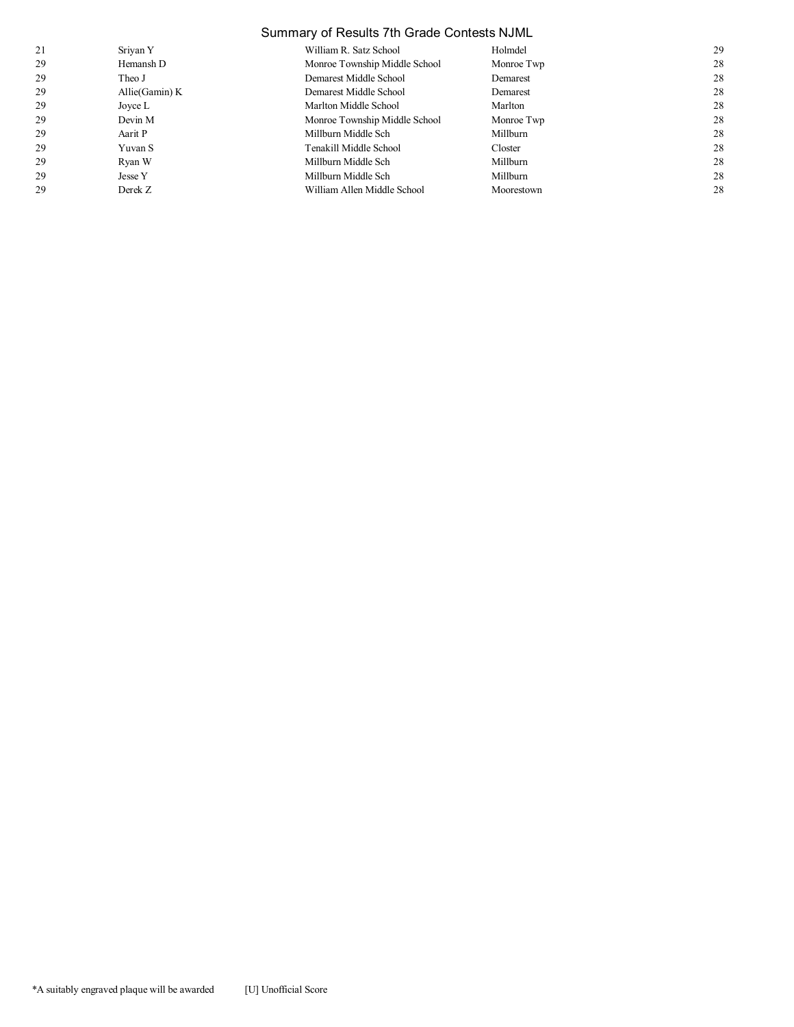| | | | | |
|---|---|---|---|---|
| 21 | Sriyan Y | William R. Satz School | Holmdel | 29 |
| 29 | Hemansh D | Monroe Township Middle School | Monroe Twp | 28 |
| 29 | Theo J | Demarest Middle School | Demarest | 28 |
| 29 | Allie(Gamin) K | Demarest Middle School | Demarest | 28 |
| 29 | Joyce L | Marlton Middle School | Marlton | 28 |
| 29 | Devin M | Monroe Township Middle School | Monroe Twp | 28 |
| 29 | Aarit P | Millburn Middle Sch | Millburn | 28 |
| 29 | Yuvan S | Tenakill Middle School | Closter | 28 |
| 29 | Ryan W | Millburn Middle Sch | Millburn | 28 |
| 29 | Jesse Y | Millburn Middle Sch | Millburn | 28 |
| 29 | Derek Z | William Allen Middle School | Moorestown | 28 |

*A suitably engraved plaque will be awarded [U] Unofficial Score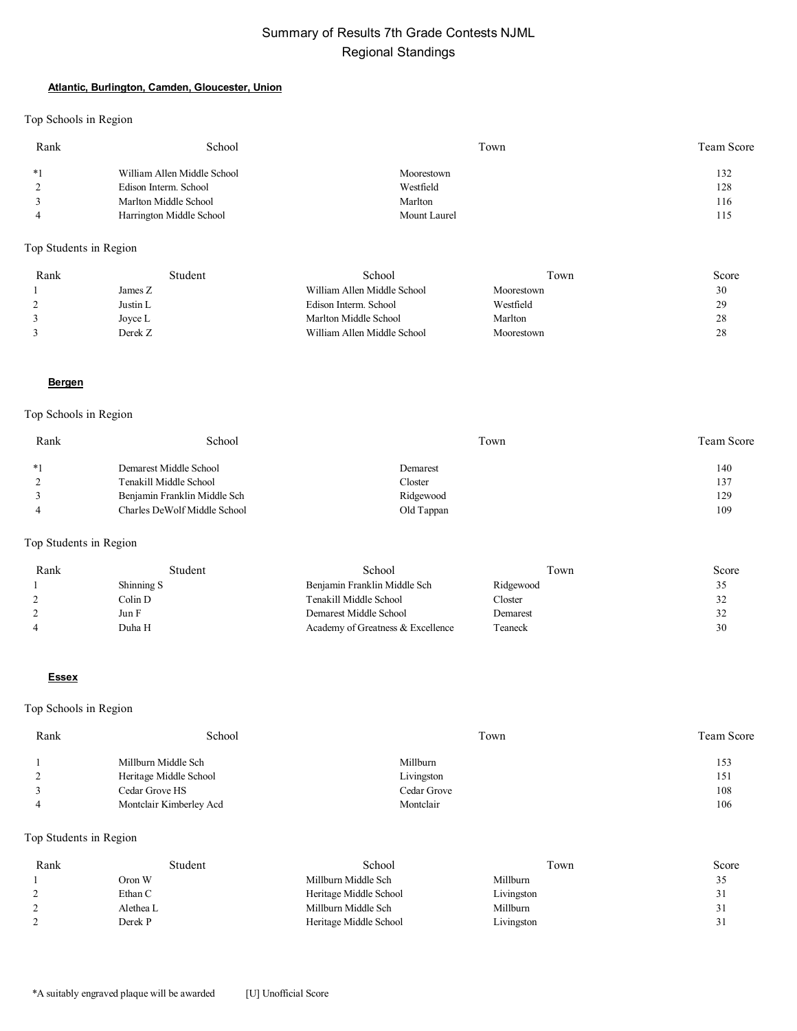# Summary of Results 7th Grade Contests NJML
## Regional Standings

### Atlantic, Burlington, Camden, Gloucester, Union

Top Schools in Region

| Rank | School | Town | Team Score |
|---|---|---|---|
| *1 | William Allen Middle School | Moorestown | 132 |
| 2 | Edison Interm. School | Westfield | 128 |
| 3 | Marlton Middle School | Marlton | 116 |
| 4 | Harrington Middle School | Mount Laurel | 115 |

Top Students in Region

| Rank | Student | School | Town | Score |
|---|---|---|---|---|
| 1 | James Z | William Allen Middle School | Moorestown | 30 |
| 2 | Justin L | Edison Interm. School | Westfield | 29 |
| 3 | Joyce L | Marlton Middle School | Marlton | 28 |
| 3 | Derek Z | William Allen Middle School | Moorestown | 28 |

### Bergen

Top Schools in Region

| Rank | School | Town | Team Score |
|---|---|---|---|
| *1 | Demarest Middle School | Demarest | 140 |
| 2 | Tenakill Middle School | Closter | 137 |
| 3 | Benjamin Franklin Middle Sch | Ridgewood | 129 |
| 4 | Charles DeWolf Middle School | Old Tappan | 109 |

Top Students in Region

| Rank | Student | School | Town | Score |
|---|---|---|---|---|
| 1 | Shinning S | Benjamin Franklin Middle Sch | Ridgewood | 35 |
| 2 | Colin D | Tenakill Middle School | Closter | 32 |
| 2 | Jun F | Demarest Middle School | Demarest | 32 |
| 4 | Duha H | Academy of Greatness & Excellence | Teaneck | 30 |

### Essex

Top Schools in Region

| Rank | School | Town | Team Score |
|---|---|---|---|
| 1 | Millburn Middle Sch | Millburn | 153 |
| 2 | Heritage Middle School | Livingston | 151 |
| 3 | Cedar Grove HS | Cedar Grove | 108 |
| 4 | Montclair Kimberley Acd | Montclair | 106 |

Top Students in Region

| Rank | Student | School | Town | Score |
|---|---|---|---|---|
| 1 | Oron W | Millburn Middle Sch | Millburn | 35 |
| 2 | Ethan C | Heritage Middle School | Livingston | 31 |
| 2 | Alethea L | Millburn Middle Sch | Millburn | 31 |
| 2 | Derek P | Heritage Middle School | Livingston | 31 |

*A suitably engraved plaque will be awarded [U] Unofficial Score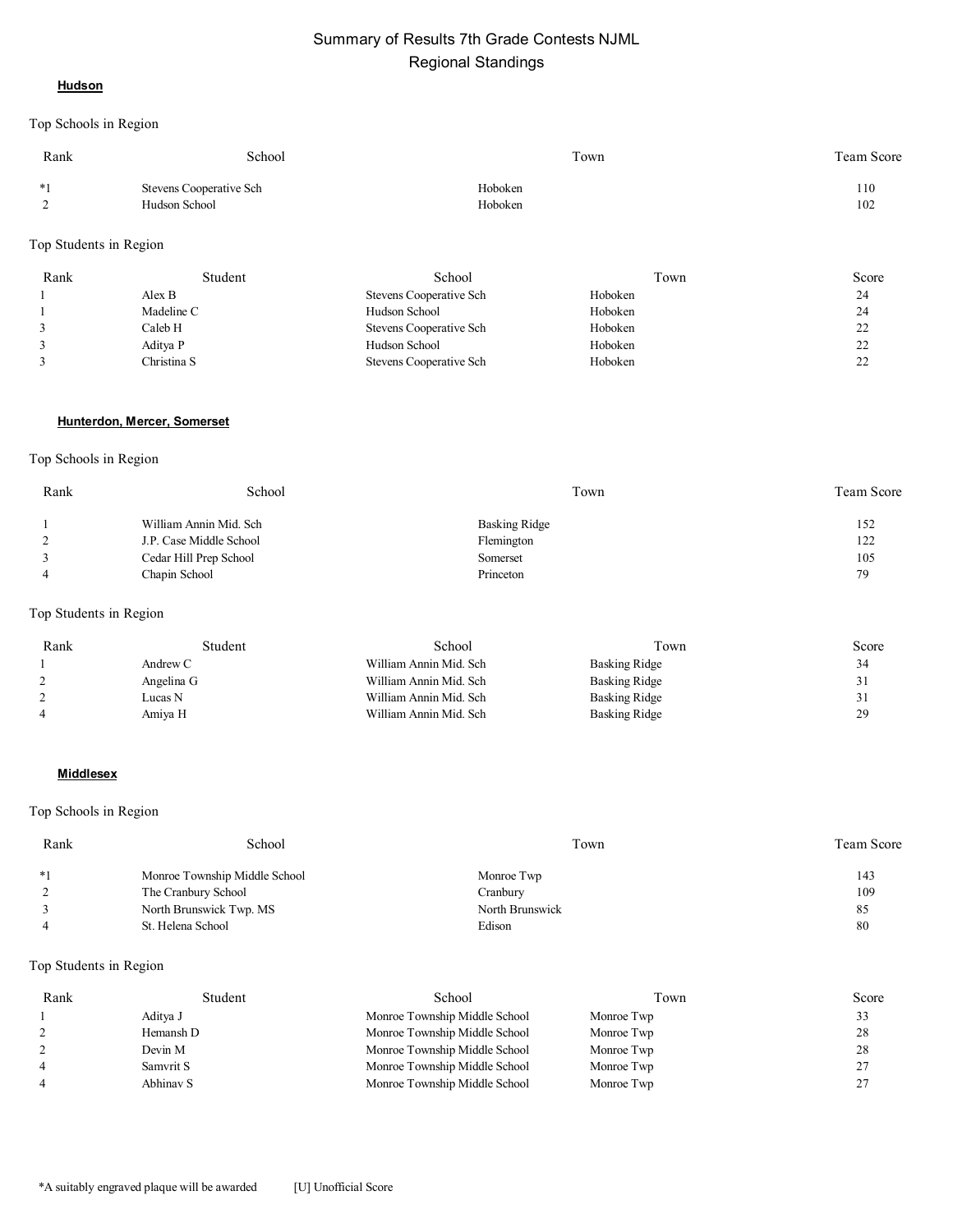# Summary of Results 7th Grade Contests NJML
## Regional Standings

### Hudson

Top Schools in Region

| Rank | School | Town | Team Score |
|---|---|---|---|
| *1 | Stevens Cooperative Sch | Hoboken | 110 |
| 2 | Hudson School | Hoboken | 102 |

Top Students in Region

| Rank | Student | School | Town | Score |
|---|---|---|---|---|
| 1 | Alex B | Stevens Cooperative Sch | Hoboken | 24 |
| 1 | Madeline C | Hudson School | Hoboken | 24 |
| 3 | Caleb H | Stevens Cooperative Sch | Hoboken | 22 |
| 3 | Aditya P | Hudson School | Hoboken | 22 |
| 3 | Christina S | Stevens Cooperative Sch | Hoboken | 22 |

### Hunterdon, Mercer, Somerset

Top Schools in Region

| Rank | School | Town | Team Score |
|---|---|---|---|
| 1 | William Annin Mid. Sch | Basking Ridge | 152 |
| 2 | J.P. Case Middle School | Flemington | 122 |
| 3 | Cedar Hill Prep School | Somerset | 105 |
| 4 | Chapin School | Princeton | 79 |

Top Students in Region

| Rank | Student | School | Town | Score |
|---|---|---|---|---|
| 1 | Andrew C | William Annin Mid. Sch | Basking Ridge | 34 |
| 2 | Angelina G | William Annin Mid. Sch | Basking Ridge | 31 |
| 2 | Lucas N | William Annin Mid. Sch | Basking Ridge | 31 |
| 4 | Amiya H | William Annin Mid. Sch | Basking Ridge | 29 |

### Middlesex

Top Schools in Region

| Rank | School | Town | Team Score |
|---|---|---|---|
| *1 | Monroe Township Middle School | Monroe Twp | 143 |
| 2 | The Cranbury School | Cranbury | 109 |
| 3 | North Brunswick Twp. MS | North Brunswick | 85 |
| 4 | St. Helena School | Edison | 80 |

Top Students in Region

| Rank | Student | School | Town | Score |
|---|---|---|---|---|
| 1 | Aditya J | Monroe Township Middle School | Monroe Twp | 33 |
| 2 | Hemansh D | Monroe Township Middle School | Monroe Twp | 28 |
| 2 | Devin M | Monroe Township Middle School | Monroe Twp | 28 |
| 4 | Samvrit S | Monroe Township Middle School | Monroe Twp | 27 |
| 4 | Abhinav S | Monroe Township Middle School | Monroe Twp | 27 |

*A suitably engraved plaque will be awarded [U] Unofficial Score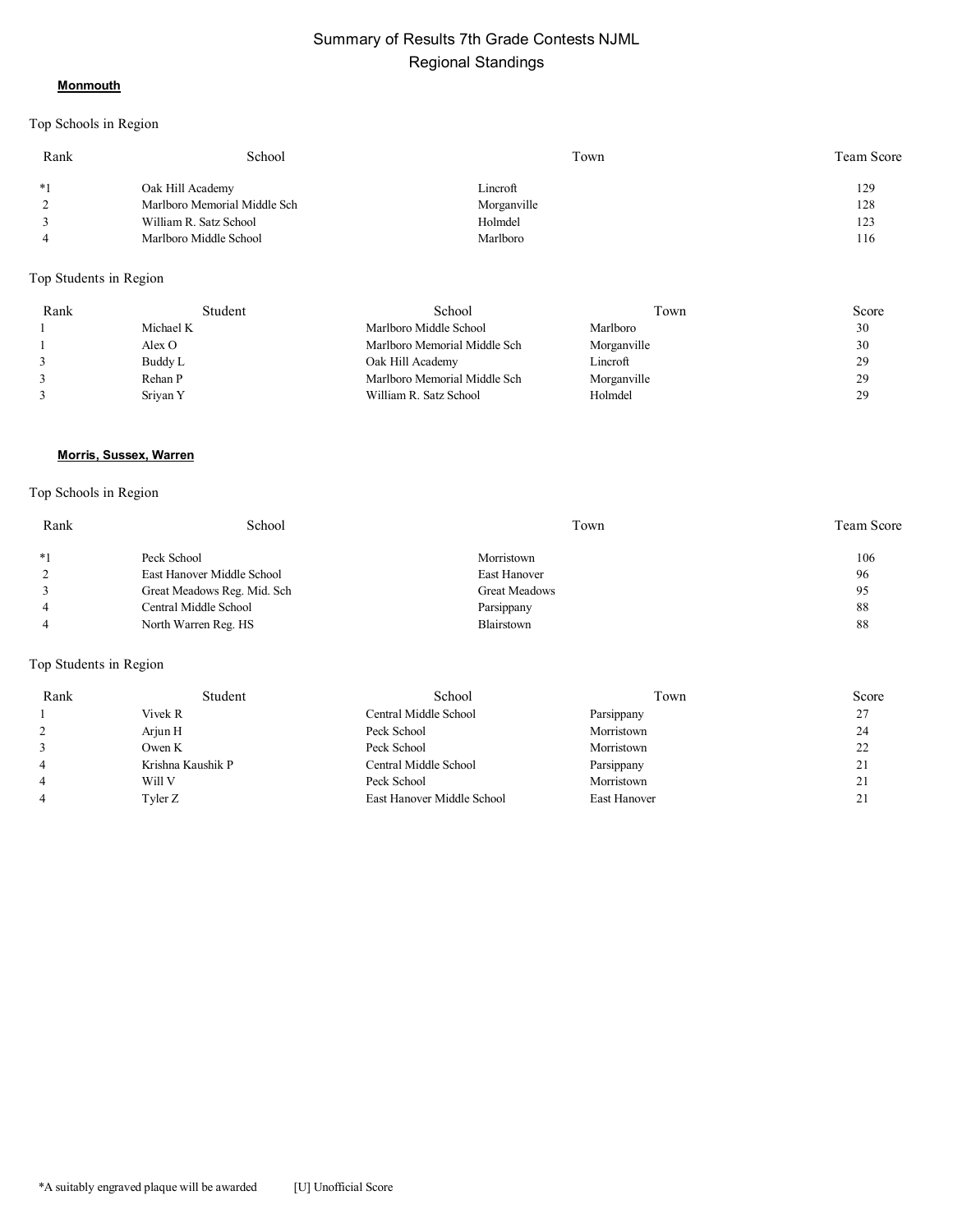# Summary of Results 7th Grade Contests NJML
## Regional Standings

### Monmouth

Top Schools in Region

| Rank | School | Town | Team Score |
|---|---|---|---|
| *1 | Oak Hill Academy | Lincroft | 129 |
| 2 | Marlboro Memorial Middle Sch | Morganville | 128 |
| 3 | William R. Satz School | Holmdel | 123 |
| 4 | Marlboro Middle School | Marlboro | 116 |

Top Students in Region

| Rank | Student | School | Town | Score |
|---|---|---|---|---|
| 1 | Michael K | Marlboro Middle School | Marlboro | 30 |
| 1 | Alex O | Marlboro Memorial Middle Sch | Morganville | 30 |
| 3 | Buddy L | Oak Hill Academy | Lincroft | 29 |
| 3 | Rehan P | Marlboro Memorial Middle Sch | Morganville | 29 |
| 3 | Sriyan Y | William R. Satz School | Holmdel | 29 |

### Morris, Sussex, Warren

Top Schools in Region

| Rank | School | Town | Team Score |
|---|---|---|---|
| *1 | Peck School | Morristown | 106 |
| 2 | East Hanover Middle School | East Hanover | 96 |
| 3 | Great Meadows Reg. Mid. Sch | Great Meadows | 95 |
| 4 | Central Middle School | Parsippany | 88 |
| 4 | North Warren Reg. HS | Blairstown | 88 |

Top Students in Region

| Rank | Student | School | Town | Score |
|---|---|---|---|---|
| 1 | Vivek R | Central Middle School | Parsippany | 27 |
| 2 | Arjun H | Peck School | Morristown | 24 |
| 3 | Owen K | Peck School | Morristown | 22 |
| 4 | Krishna Kaushik P | Central Middle School | Parsippany | 21 |
| 4 | Will V | Peck School | Morristown | 21 |
| 4 | Tyler Z | East Hanover Middle School | East Hanover | 21 |

*A suitably engraved plaque will be awarded [U] Unofficial Score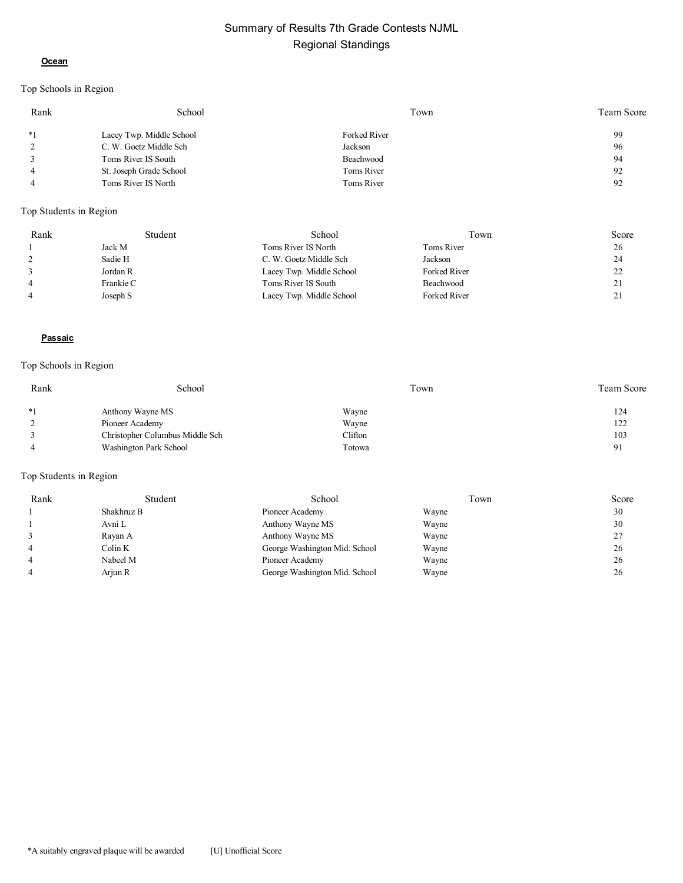# Summary of Results 7th Grade Contests NJML
## Regional Standings

### Ocean

Top Schools in Region

| Rank | School | Town | Team Score |
|---|---|---|---|
| *1 | Lacey Twp. Middle School | Forked River | 99 |
| 2 | C. W. Goetz Middle Sch | Jackson | 96 |
| 3 | Toms River IS South | Beachwood | 94 |
| 4 | St. Joseph Grade School | Toms River | 92 |
| 4 | Toms River IS North | Toms River | 92 |

Top Students in Region

| Rank | Student | School | Town | Score |
|---|---|---|---|---|
| 1 | Jack M | Toms River IS North | Toms River | 26 |
| 2 | Sadie H | C. W. Goetz Middle Sch | Jackson | 24 |
| 3 | Jordan R | Lacey Twp. Middle School | Forked River | 22 |
| 4 | Frankie C | Toms River IS South | Beachwood | 21 |
| 4 | Joseph S | Lacey Twp. Middle School | Forked River | 21 |

### Passaic

Top Schools in Region

| Rank | School | Town | Team Score |
|---|---|---|---|
| *1 | Anthony Wayne MS | Wayne | 124 |
| 2 | Pioneer Academy | Wayne | 122 |
| 3 | Christopher Columbus Middle Sch | Clifton | 103 |
| 4 | Washington Park School | Totowa | 91 |

Top Students in Region

| Rank | Student | School | Town | Score |
|---|---|---|---|---|
| 1 | Shakhruz B | Pioneer Academy | Wayne | 30 |
| 1 | Avni L | Anthony Wayne MS | Wayne | 30 |
| 3 | Rayan A | Anthony Wayne MS | Wayne | 27 |
| 4 | Colin K | George Washington Mid. School | Wayne | 26 |
| 4 | Nabeel M | Pioneer Academy | Wayne | 26 |
| 4 | Arjun R | George Washington Mid. School | Wayne | 26 |

*A suitably engraved plaque will be awarded [U] Unofficial Score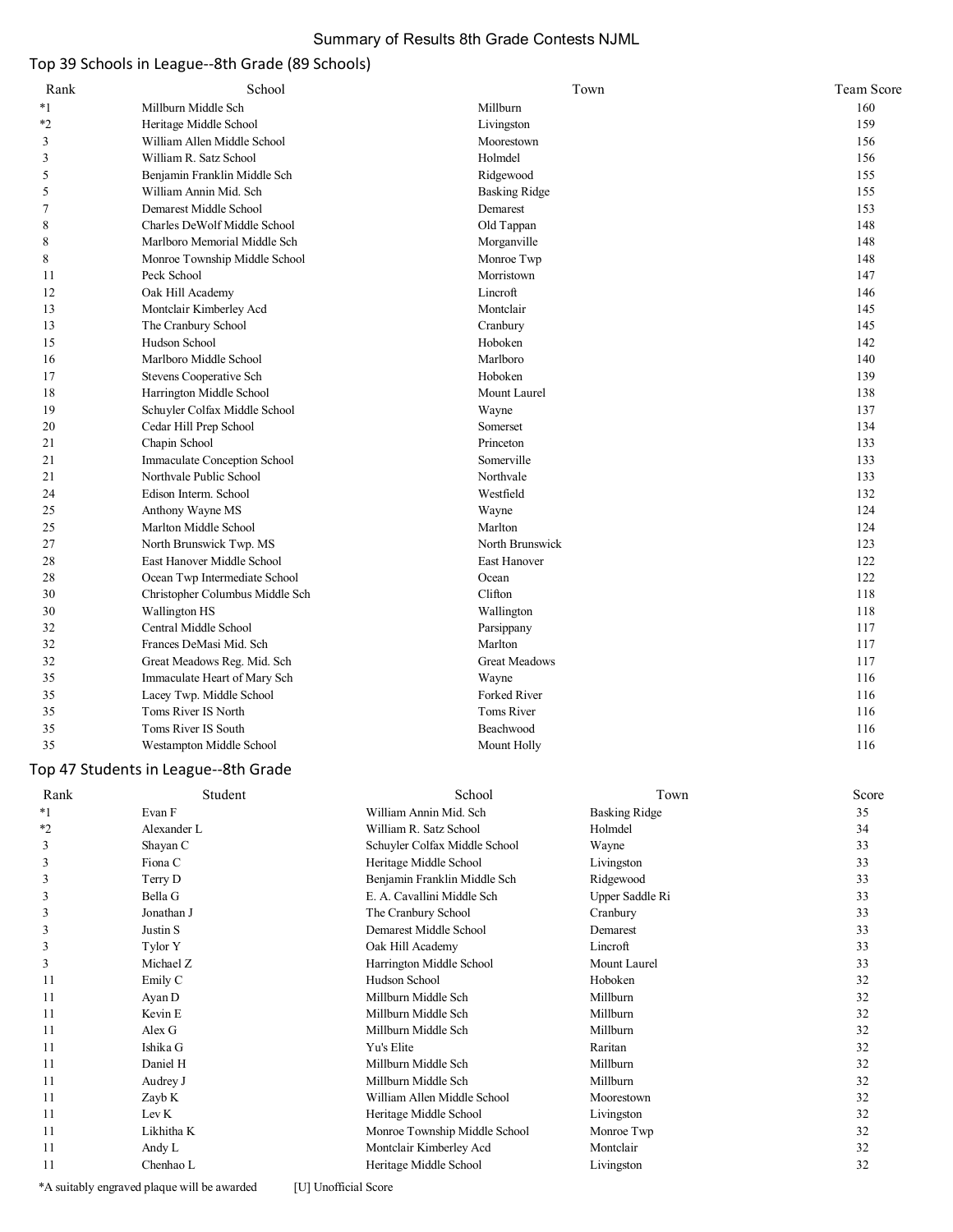# Summary of Results 8th Grade Contests NJML

## Top 39 Schools in League--8th Grade (89 Schools)

| Rank | School | Town | Team Score |
|---|---|---|---|
| *1 | Millburn Middle Sch | Millburn | 160 |
| *2 | Heritage Middle School | Livingston | 159 |
| 3 | William Allen Middle School | Moorestown | 156 |
| 3 | William R. Satz School | Holmdel | 156 |
| 5 | Benjamin Franklin Middle Sch | Ridgewood | 155 |
| 5 | William Annin Mid. Sch | Basking Ridge | 155 |
| 7 | Demarest Middle School | Demarest | 153 |
| 8 | Charles DeWolf Middle School | Old Tappan | 148 |
| 8 | Marlboro Memorial Middle Sch | Morganville | 148 |
| 8 | Monroe Township Middle School | Monroe Twp | 148 |
| 11 | Peck School | Morristown | 147 |
| 12 | Oak Hill Academy | Lincroft | 146 |
| 13 | Montclair Kimberley Acd | Montclair | 145 |
| 13 | The Cranbury School | Cranbury | 145 |
| 15 | Hudson School | Hoboken | 142 |
| 16 | Marlboro Middle School | Marlboro | 140 |
| 17 | Stevens Cooperative Sch | Hoboken | 139 |
| 18 | Harrington Middle School | Mount Laurel | 138 |
| 19 | Schuyler Colfax Middle School | Wayne | 137 |
| 20 | Cedar Hill Prep School | Somerset | 134 |
| 21 | Chapin School | Princeton | 133 |
| 21 | Immaculate Conception School | Somerville | 133 |
| 21 | Northvale Public School | Northvale | 133 |
| 24 | Edison Interm. School | Westfield | 132 |
| 25 | Anthony Wayne MS | Wayne | 124 |
| 25 | Marlton Middle School | Marlton | 124 |
| 27 | North Brunswick Twp. MS | North Brunswick | 123 |
| 28 | East Hanover Middle School | East Hanover | 122 |
| 28 | Ocean Twp Intermediate School | Ocean | 122 |
| 30 | Christopher Columbus Middle Sch | Clifton | 118 |
| 30 | Wallington HS | Wallington | 118 |
| 32 | Central Middle School | Parsippany | 117 |
| 32 | Frances DeMasi Mid. Sch | Marlton | 117 |
| 32 | Great Meadows Reg. Mid. Sch | Great Meadows | 117 |
| 35 | Immaculate Heart of Mary Sch | Wayne | 116 |
| 35 | Lacey Twp. Middle School | Forked River | 116 |
| 35 | Toms River IS North | Toms River | 116 |
| 35 | Toms River IS South | Beachwood | 116 |
| 35 | Westampton Middle School | Mount Holly | 116 |

## Top 47 Students in League--8th Grade

| Rank | Student | School | Town | Score |
|---|---|---|---|---|
| *1 | Evan F | William Annin Mid. Sch | Basking Ridge | 35 |
| *2 | Alexander L | William R. Satz School | Holmdel | 34 |
| 3 | Shayan C | Schuyler Colfax Middle School | Wayne | 33 |
| 3 | Fiona C | Heritage Middle School | Livingston | 33 |
| 3 | Terry D | Benjamin Franklin Middle Sch | Ridgewood | 33 |
| 3 | Bella G | E. A. Cavallini Middle Sch | Upper Saddle Ri | 33 |
| 3 | Jonathan J | The Cranbury School | Cranbury | 33 |
| 3 | Justin S | Demarest Middle School | Demarest | 33 |
| 3 | Tylor Y | Oak Hill Academy | Lincroft | 33 |
| 3 | Michael Z | Harrington Middle School | Mount Laurel | 33 |
| 11 | Emily C | Hudson School | Hoboken | 32 |
| 11 | Ayan D | Millburn Middle Sch | Millburn | 32 |
| 11 | Kevin E | Millburn Middle Sch | Millburn | 32 |
| 11 | Alex G | Millburn Middle Sch | Millburn | 32 |
| 11 | Ishika G | Yu's Elite | Raritan | 32 |
| 11 | Daniel H | Millburn Middle Sch | Millburn | 32 |
| 11 | Audrey J | Millburn Middle Sch | Millburn | 32 |
| 11 | Zayb K | William Allen Middle School | Moorestown | 32 |
| 11 | Lev K | Heritage Middle School | Livingston | 32 |
| 11 | Likhitha K | Monroe Township Middle School | Monroe Twp | 32 |
| 11 | Andy L | Montclair Kimberley Acd | Montclair | 32 |
| 11 | Chenhao L | Heritage Middle School | Livingston | 32 |

*A suitably engraved plaque will be awarded [U] Unofficial Score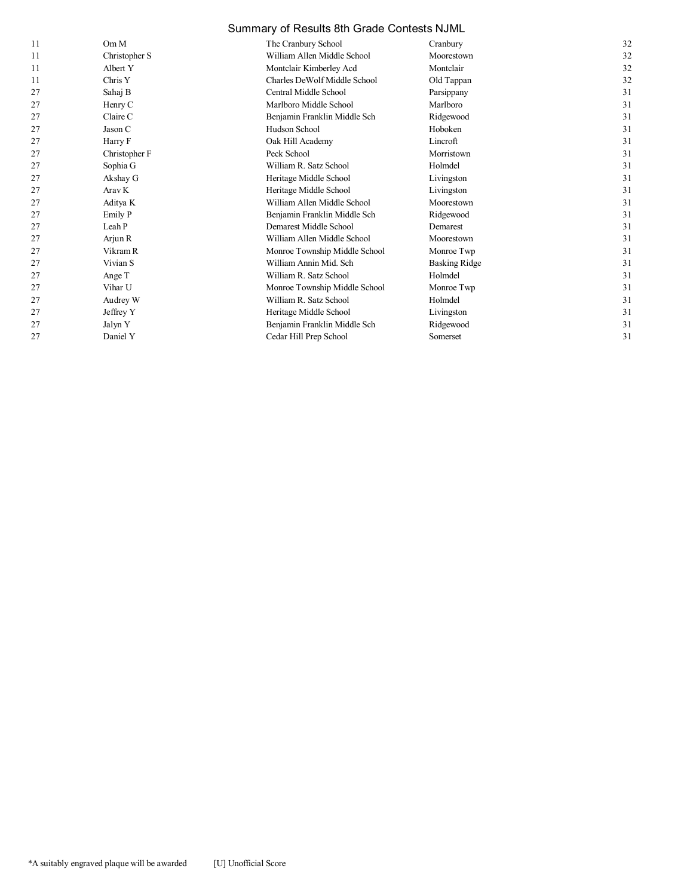Summary of Results 8th Grade Contests NJML

| | | | | |
|---|---|---|---|---|
| 11 | Om M | The Cranbury School | Cranbury | 32 |
| 11 | Christopher S | William Allen Middle School | Moorestown | 32 |
| 11 | Albert Y | Montclair Kimberley Acd | Montclair | 32 |
| 11 | Chris Y | Charles DeWolf Middle School | Old Tappan | 32 |
| 27 | Sahaj B | Central Middle School | Parsippany | 31 |
| 27 | Henry C | Marlboro Middle School | Marlboro | 31 |
| 27 | Claire C | Benjamin Franklin Middle Sch | Ridgewood | 31 |
| 27 | Jason C | Hudson School | Hoboken | 31 |
| 27 | Harry F | Oak Hill Academy | Lincroft | 31 |
| 27 | Christopher F | Peck School | Morristown | 31 |
| 27 | Sophia G | William R. Satz School | Holmdel | 31 |
| 27 | Akshay G | Heritage Middle School | Livingston | 31 |
| 27 | Arav K | Heritage Middle School | Livingston | 31 |
| 27 | Aditya K | William Allen Middle School | Moorestown | 31 |
| 27 | Emily P | Benjamin Franklin Middle Sch | Ridgewood | 31 |
| 27 | Leah P | Demarest Middle School | Demarest | 31 |
| 27 | Arjun R | William Allen Middle School | Moorestown | 31 |
| 27 | Vikram R | Monroe Township Middle School | Monroe Twp | 31 |
| 27 | Vivian S | William Annin Mid. Sch | Basking Ridge | 31 |
| 27 | Ange T | William R. Satz School | Holmdel | 31 |
| 27 | Vihar U | Monroe Township Middle School | Monroe Twp | 31 |
| 27 | Audrey W | William R. Satz School | Holmdel | 31 |
| 27 | Jeffrey Y | Heritage Middle School | Livingston | 31 |
| 27 | Jalyn Y | Benjamin Franklin Middle Sch | Ridgewood | 31 |
| 27 | Daniel Y | Cedar Hill Prep School | Somerset | 31 |

*A suitably engraved plaque will be awarded [U] Unofficial Score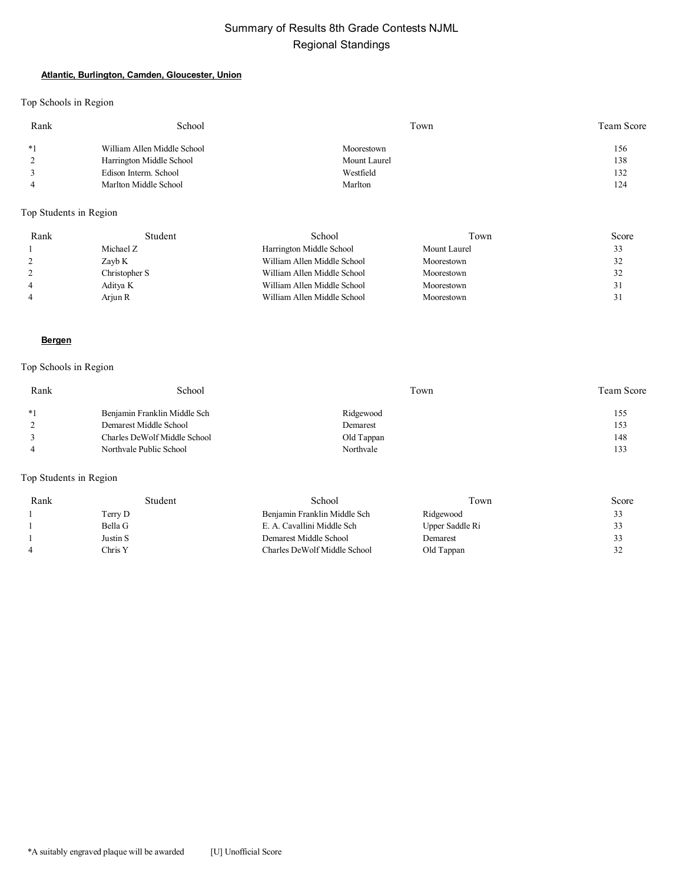# Summary of Results 8th Grade Contests NJML
## Regional Standings

### Atlantic, Burlington, Camden, Gloucester, Union

Top Schools in Region

| Rank | School | Town | Team Score |
|---|---|---|---|
| *1 | William Allen Middle School | Moorestown | 156 |
| 2 | Harrington Middle School | Mount Laurel | 138 |
| 3 | Edison Interm. School | Westfield | 132 |
| 4 | Marlton Middle School | Marlton | 124 |

Top Students in Region

| Rank | Student | School | Town | Score |
|---|---|---|---|---|
| 1 | Michael Z | Harrington Middle School | Mount Laurel | 33 |
| 2 | Zayb K | William Allen Middle School | Moorestown | 32 |
| 2 | Christopher S | William Allen Middle School | Moorestown | 32 |
| 4 | Aditya K | William Allen Middle School | Moorestown | 31 |
| 4 | Arjun R | William Allen Middle School | Moorestown | 31 |

### Bergen

Top Schools in Region

| Rank | School | Town | Team Score |
|---|---|---|---|
| *1 | Benjamin Franklin Middle Sch | Ridgewood | 155 |
| 2 | Demarest Middle School | Demarest | 153 |
| 3 | Charles DeWolf Middle School | Old Tappan | 148 |
| 4 | Northvale Public School | Northvale | 133 |

Top Students in Region

| Rank | Student | School | Town | Score |
|---|---|---|---|---|
| 1 | Terry D | Benjamin Franklin Middle Sch | Ridgewood | 33 |
| 1 | Bella G | E. A. Cavallini Middle Sch | Upper Saddle Ri | 33 |
| 1 | Justin S | Demarest Middle School | Demarest | 33 |
| 4 | Chris Y | Charles DeWolf Middle School | Old Tappan | 32 |

*A suitably engraved plaque will be awarded [U] Unofficial Score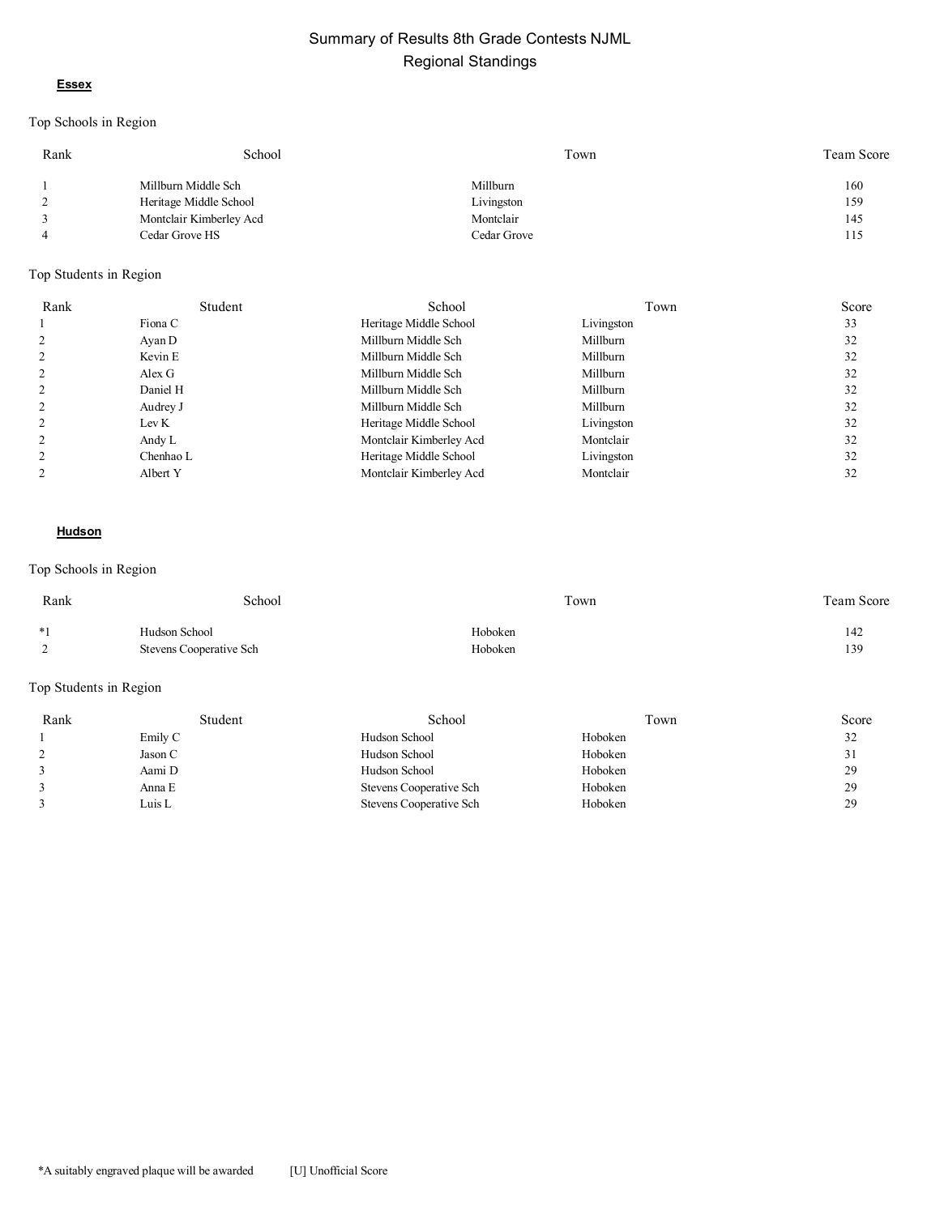# Summary of Results 8th Grade Contests NJML
## Regional Standings

### Essex

Top Schools in Region

| Rank | School | Town | Team Score |
|---|---|---|---|
| 1 | Millburn Middle Sch | Millburn | 160 |
| 2 | Heritage Middle School | Livingston | 159 |
| 3 | Montclair Kimberley Acd | Montclair | 145 |
| 4 | Cedar Grove HS | Cedar Grove | 115 |

Top Students in Region

| Rank | Student | School | Town | Score |
|---|---|---|---|---|
| 1 | Fiona C | Heritage Middle School | Livingston | 33 |
| 2 | Ayan D | Millburn Middle Sch | Millburn | 32 |
| 2 | Kevin E | Millburn Middle Sch | Millburn | 32 |
| 2 | Alex G | Millburn Middle Sch | Millburn | 32 |
| 2 | Daniel H | Millburn Middle Sch | Millburn | 32 |
| 2 | Audrey J | Millburn Middle Sch | Millburn | 32 |
| 2 | Lev K | Heritage Middle School | Livingston | 32 |
| 2 | Andy L | Montclair Kimberley Acd | Montclair | 32 |
| 2 | Chenhao L | Heritage Middle School | Livingston | 32 |
| 2 | Albert Y | Montclair Kimberley Acd | Montclair | 32 |

### Hudson

Top Schools in Region

| Rank | School | Town | Team Score |
|---|---|---|---|
| *1 | Hudson School | Hoboken | 142 |
| 2 | Stevens Cooperative Sch | Hoboken | 139 |

Top Students in Region

| Rank | Student | School | Town | Score |
|---|---|---|---|---|
| 1 | Emily C | Hudson School | Hoboken | 32 |
| 2 | Jason C | Hudson School | Hoboken | 31 |
| 3 | Aami D | Hudson School | Hoboken | 29 |
| 3 | Anna E | Stevens Cooperative Sch | Hoboken | 29 |
| 3 | Luis L | Stevens Cooperative Sch | Hoboken | 29 |

*A suitably engraved plaque will be awarded [U] Unofficial Score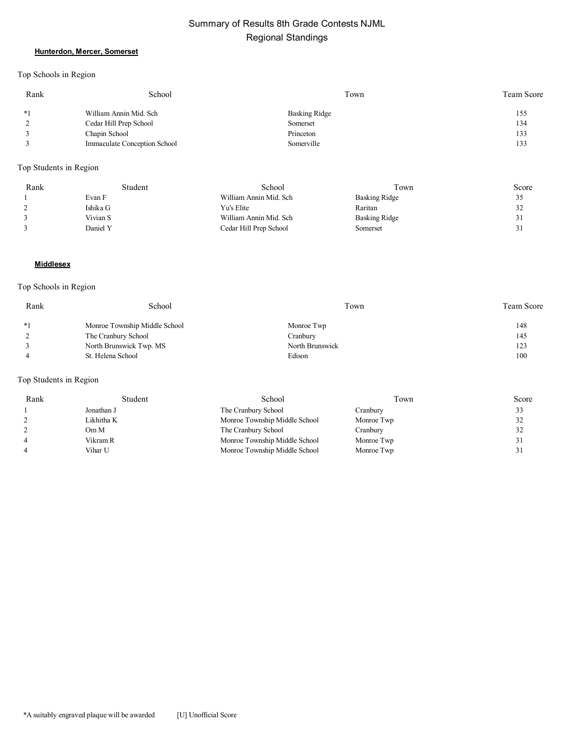# Summary of Results 8th Grade Contests NJML
## Regional Standings

### Hunterdon, Mercer, Somerset

Top Schools in Region

| Rank | School | Town | Team Score |
|---|---|---|---|
| *1 | William Annin Mid. Sch | Basking Ridge | 155 |
| 2 | Cedar Hill Prep School | Somerset | 134 |
| 3 | Chapin School | Princeton | 133 |
| 3 | Immaculate Conception School | Somerville | 133 |

Top Students in Region

| Rank | Student | School | Town | Score |
|---|---|---|---|---|
| 1 | Evan F | William Annin Mid. Sch | Basking Ridge | 35 |
| 2 | Ishika G | Yu's Elite | Raritan | 32 |
| 3 | Vivian S | William Annin Mid. Sch | Basking Ridge | 31 |
| 3 | Daniel Y | Cedar Hill Prep School | Somerset | 31 |

### Middlesex

Top Schools in Region

| Rank | School | Town | Team Score |
|---|---|---|---|
| *1 | Monroe Township Middle School | Monroe Twp | 148 |
| 2 | The Cranbury School | Cranbury | 145 |
| 3 | North Brunswick Twp. MS | North Brunswick | 123 |
| 4 | St. Helena School | Edison | 100 |

Top Students in Region

| Rank | Student | School | Town | Score |
|---|---|---|---|---|
| 1 | Jonathan J | The Cranbury School | Cranbury | 33 |
| 2 | Likhitha K | Monroe Township Middle School | Monroe Twp | 32 |
| 2 | Om M | The Cranbury School | Cranbury | 32 |
| 4 | Vikram R | Monroe Township Middle School | Monroe Twp | 31 |
| 4 | Vihar U | Monroe Township Middle School | Monroe Twp | 31 |

*A suitably engraved plaque will be awarded [U] Unofficial Score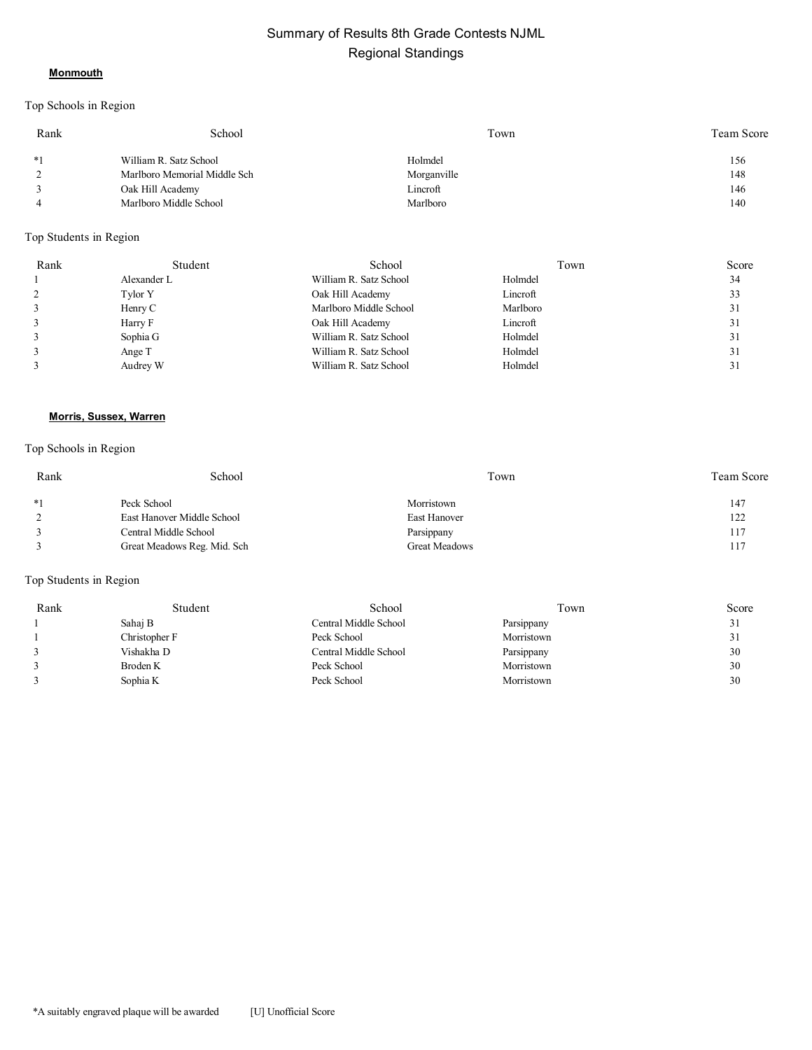# Summary of Results 8th Grade Contests NJML
## Regional Standings

### Monmouth

Top Schools in Region

| Rank | School | Town | Team Score |
|---|---|---|---|
| *1 | William R. Satz School | Holmdel | 156 |
| 2 | Marlboro Memorial Middle Sch | Morganville | 148 |
| 3 | Oak Hill Academy | Lincroft | 146 |
| 4 | Marlboro Middle School | Marlboro | 140 |

Top Students in Region

| Rank | Student | School | Town | Score |
|---|---|---|---|---|
| 1 | Alexander L | William R. Satz School | Holmdel | 34 |
| 2 | Tylor Y | Oak Hill Academy | Lincroft | 33 |
| 3 | Henry C | Marlboro Middle School | Marlboro | 31 |
| 3 | Harry F | Oak Hill Academy | Lincroft | 31 |
| 3 | Sophia G | William R. Satz School | Holmdel | 31 |
| 3 | Ange T | William R. Satz School | Holmdel | 31 |
| 3 | Audrey W | William R. Satz School | Holmdel | 31 |

### Morris, Sussex, Warren

Top Schools in Region

| Rank | School | Town | Team Score |
|---|---|---|---|
| *1 | Peck School | Morristown | 147 |
| 2 | East Hanover Middle School | East Hanover | 122 |
| 3 | Central Middle School | Parsippany | 117 |
| 3 | Great Meadows Reg. Mid. Sch | Great Meadows | 117 |

Top Students in Region

| Rank | Student | School | Town | Score |
|---|---|---|---|---|
| 1 | Sahaj B | Central Middle School | Parsippany | 31 |
| 1 | Christopher F | Peck School | Morristown | 31 |
| 3 | Vishakha D | Central Middle School | Parsippany | 30 |
| 3 | Broden K | Peck School | Morristown | 30 |
| 3 | Sophia K | Peck School | Morristown | 30 |

*A suitably engraved plaque will be awarded [U] Unofficial Score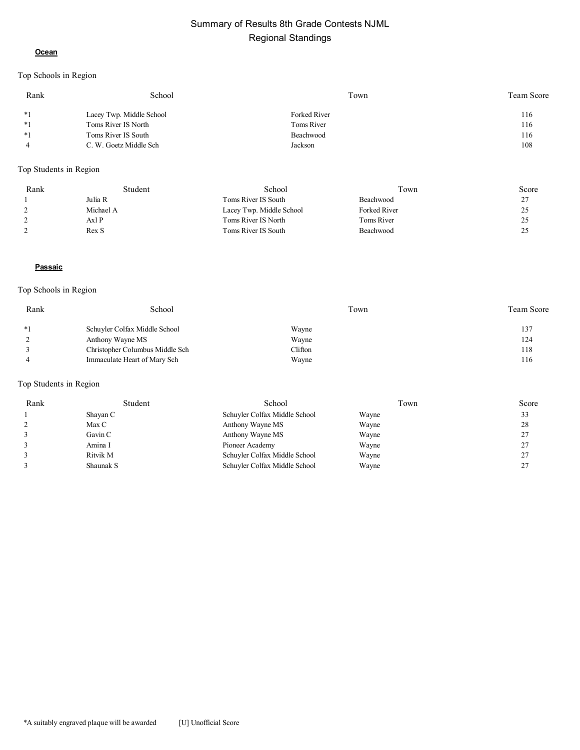# Summary of Results 8th Grade Contests NJML
## Regional Standings

### Ocean

Top Schools in Region

| Rank | School | Town | Team Score |
|---|---|---|---|
| *1 | Lacey Twp. Middle School | Forked River | 116 |
| *1 | Toms River IS North | Toms River | 116 |
| *1 | Toms River IS South | Beachwood | 116 |
| 4 | C. W. Goetz Middle Sch | Jackson | 108 |

Top Students in Region

| Rank | Student | School | Town | Score |
|---|---|---|---|---|
| 1 | Julia R | Toms River IS South | Beachwood | 27 |
| 2 | Michael A | Lacey Twp. Middle School | Forked River | 25 |
| 2 | Axl P | Toms River IS North | Toms River | 25 |
| 2 | Rex S | Toms River IS South | Beachwood | 25 |

### Passaic

Top Schools in Region

| Rank | School | Town | Team Score |
|---|---|---|---|
| *1 | Schuyler Colfax Middle School | Wayne | 137 |
| 2 | Anthony Wayne MS | Wayne | 124 |
| 3 | Christopher Columbus Middle Sch | Clifton | 118 |
| 4 | Immaculate Heart of Mary Sch | Wayne | 116 |

Top Students in Region

| Rank | Student | School | Town | Score |
|---|---|---|---|---|
| 1 | Shayan C | Schuyler Colfax Middle School | Wayne | 33 |
| 2 | Max C | Anthony Wayne MS | Wayne | 28 |
| 3 | Gavin C | Anthony Wayne MS | Wayne | 27 |
| 3 | Amina I | Pioneer Academy | Wayne | 27 |
| 3 | Ritvik M | Schuyler Colfax Middle School | Wayne | 27 |
| 3 | Shaunak S | Schuyler Colfax Middle School | Wayne | 27 |

*A suitably engraved plaque will be awarded [U] Unofficial Score